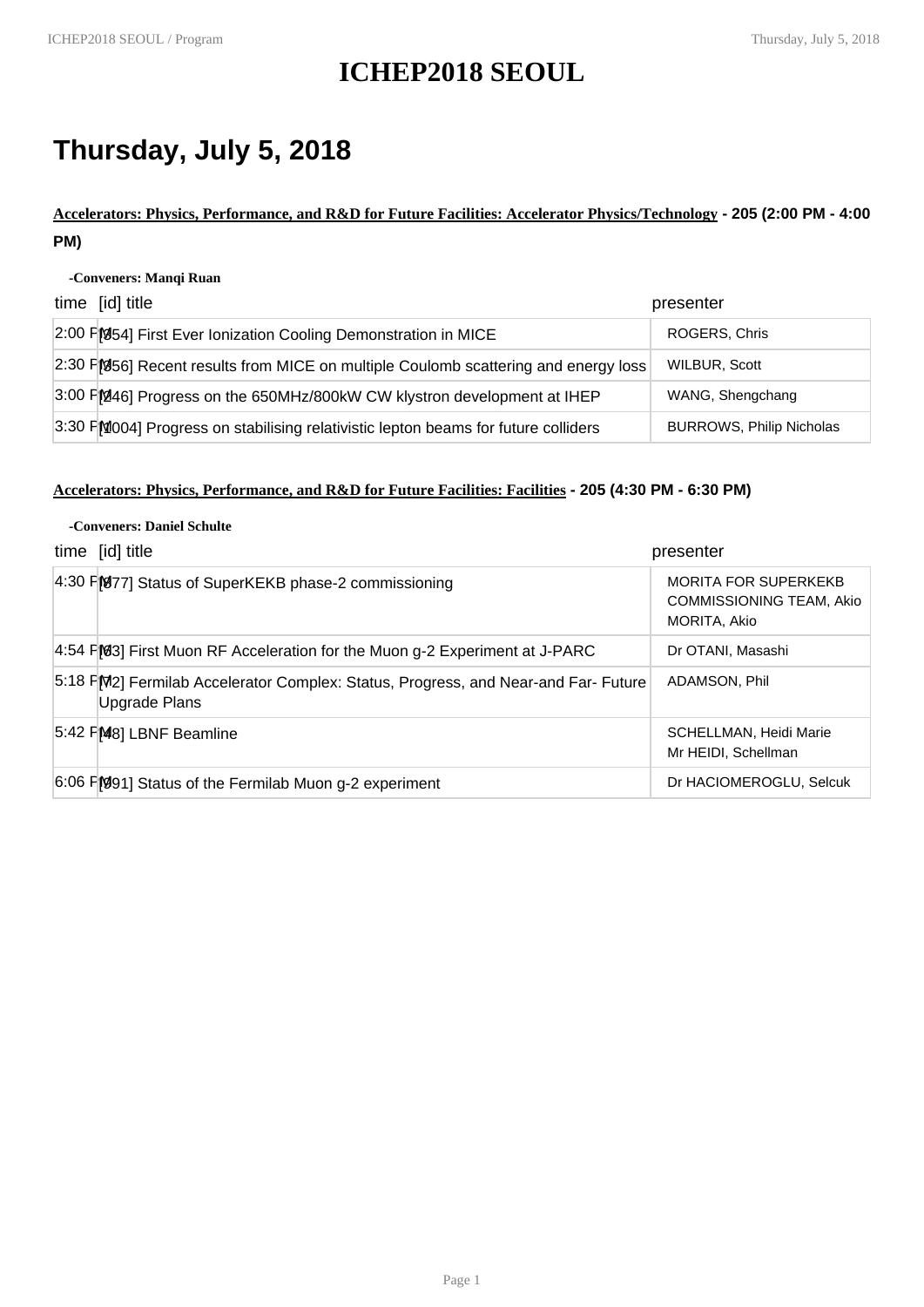# ICHEP2018 SEOUL

## Thursday, July 5, 2018

**Accelerators: Physics, Performance, and R&D for Future Facilities: Accelerator Physics/Technology - 205 (2:00 PM - 4:00 PM)**

**-Conveners: Manqi Ruan**

| time | [id] title | presenter |
|---|---|---|
| 2:00 PM | [354] First Ever Ionization Cooling Demonstration in MICE | ROGERS, Chris |
| 2:30 PM | [356] Recent results from MICE on multiple Coulomb scattering and energy loss | WILBUR, Scott |
| 3:00 PM | [246] Progress on the 650MHz/800kW CW klystron development at IHEP | WANG, Shengchang |
| 3:30 PM | [1004] Progress on stabilising relativistic lepton beams for future colliders | BURROWS, Philip Nicholas |

**Accelerators: Physics, Performance, and R&D for Future Facilities: Facilities - 205 (4:30 PM - 6:30 PM)**

**-Conveners: Daniel Schulte**

| time | [id] title | presenter |
|---|---|---|
| 4:30 PM | [377] Status of SuperKEKB phase-2 commissioning | MORITA FOR SUPERKEKB COMMISSIONING TEAM, Akio<br>MORITA, Akio |
| 4:54 PM | [63] First Muon RF Acceleration for the Muon g-2 Experiment at J-PARC | Dr OTANI, Masashi |
| 5:18 PM | [72] Fermilab Accelerator Complex: Status, Progress, and Near-and Far- Future Upgrade Plans | ADAMSON, Phil |
| 5:42 PM | [48] LBNF Beamline | SCHELLMAN, Heidi Marie<br>Mr HEIDI, Schellman |
| 6:06 PM | [391] Status of the Fermilab Muon g-2 experiment | Dr HACIOMEROGLU, Selcuk |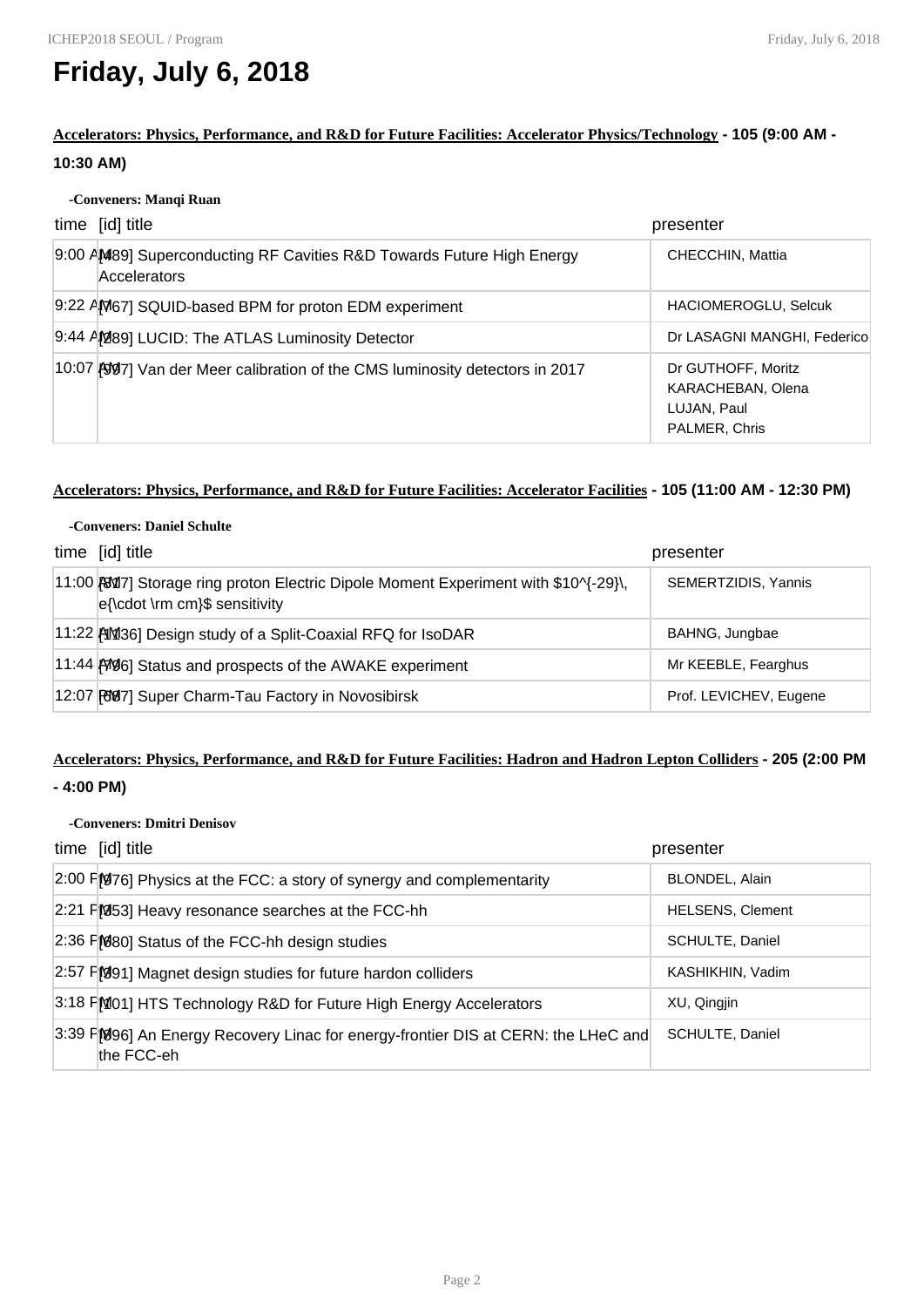# Friday, July 6, 2018

## Accelerators: Physics, Performance, and R&D for Future Facilities: Accelerator Physics/Technology - 105 (9:00 AM - 10:30 AM)

**-Conveners: Manqi Ruan**

| time | [id] title | presenter |
|---|---|---|
| 9:00 AM | [489] Superconducting RF Cavities R&D Towards Future High Energy Accelerators | CHECCHIN, Mattia |
| 9:22 AM | [767] SQUID-based BPM for proton EDM experiment | HACIOMEROGLU, Selcuk |
| 9:44 AM | [289] LUCID: The ATLAS Luminosity Detector | Dr LASAGNI MANGHI, Federico |
| 10:07 AM | [997] Van der Meer calibration of the CMS luminosity detectors in 2017 | Dr GUTHOFF, Moritz<br>KARACHEBAN, Olena<br>LUJAN, Paul<br>PALMER, Chris |

## Accelerators: Physics, Performance, and R&D for Future Facilities: Accelerator Facilities - 105 (11:00 AM - 12:30 PM)

**-Conveners: Daniel Schulte**

| time | [id] title | presenter |
|---|---|---|
| 11:00 AM | [817] Storage ring proton Electric Dipole Moment Experiment with $10^{-29}\, e{\cdot \rm cm}$ sensitivity | SEMERTZIDIS, Yannis |
| 11:22 AM | [1136] Design study of a Split-Coaxial RFQ for IsoDAR | BAHNG, Jungbae |
| 11:44 AM | [796] Status and prospects of the AWAKE experiment | Mr KEEBLE, Fearghus |
| 12:07 PM | [687] Super Charm-Tau Factory in Novosibirsk | Prof. LEVICHEV, Eugene |

## Accelerators: Physics, Performance, and R&D for Future Facilities: Hadron and Hadron Lepton Colliders - 205 (2:00 PM - 4:00 PM)

**-Conveners: Dmitri Denisov**

| time | [id] title | presenter |
|---|---|---|
| 2:00 PM | [976] Physics at the FCC: a story of synergy and complementarity | BLONDEL, Alain |
| 2:21 PM | [353] Heavy resonance searches at the FCC-hh | HELSENS, Clement |
| 2:36 PM | [680] Status of the FCC-hh design studies | SCHULTE, Daniel |
| 2:57 PM | [391] Magnet design studies for future hardon colliders | KASHIKHIN, Vadim |
| 3:18 PM | [1101] HTS Technology R&D for Future High Energy Accelerators | XU, Qingjin |
| 3:39 PM | [896] An Energy Recovery Linac for energy-frontier DIS at CERN: the LHeC and the FCC-eh | SCHULTE, Daniel |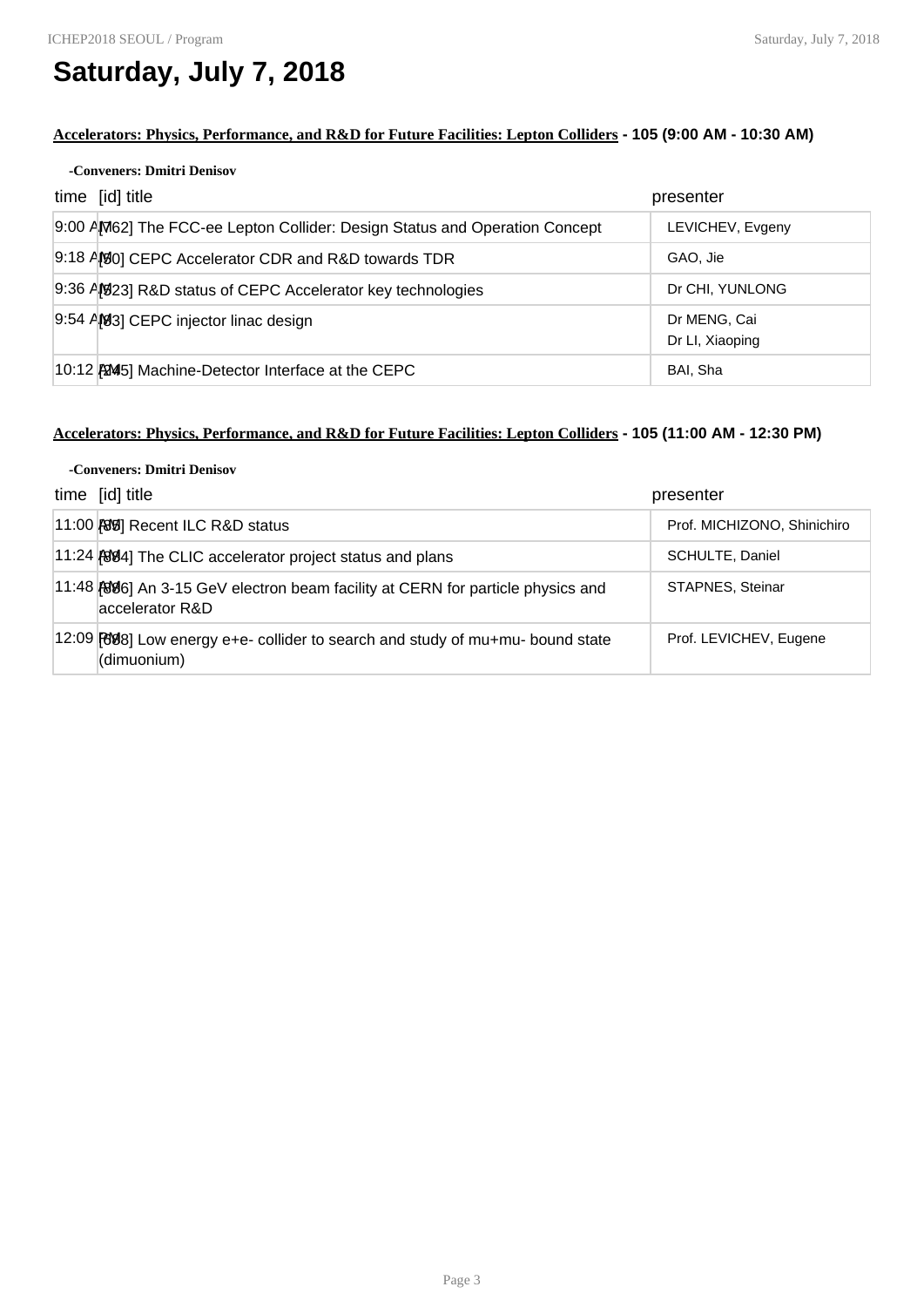# Saturday, July 7, 2018

**Accelerators: Physics, Performance, and R&D for Future Facilities: Lepton Colliders - 105 (9:00 AM - 10:30 AM)**

**-Conveners: Dmitri Denisov**

| time | [id] title | presenter |
|---|---|---|
| 9:00 AM | [762] The FCC-ee Lepton Collider: Design Status and Operation Concept | LEVICHEV, Evgeny |
| 9:18 AM | [60] CEPC Accelerator CDR and R&D towards TDR | GAO, Jie |
| 9:36 AM | [623] R&D status of CEPC Accelerator key technologies | Dr CHI, YUNLONG |
| 9:54 AM | [83] CEPC injector linac design | Dr MENG, Cai<br>Dr LI, Xiaoping |
| 10:12 AM | [245] Machine-Detector Interface at the CEPC | BAI, Sha |

**Accelerators: Physics, Performance, and R&D for Future Facilities: Lepton Colliders - 105 (11:00 AM - 12:30 PM)**

**-Conveners: Dmitri Denisov**

| time | [id] title | presenter |
|---|---|---|
| 11:00 AM | [87] Recent ILC R&D status | Prof. MICHIZONO, Shinichiro |
| 11:24 AM | [884] The CLIC accelerator project status and plans | SCHULTE, Daniel |
| 11:48 AM | [896] An 3-15 GeV electron beam facility at CERN for particle physics and accelerator R&D | STAPNES, Steinar |
| 12:09 PM | [698] Low energy e+e- collider to search and study of mu+mu- bound state (dimuonium) | Prof. LEVICHEV, Eugene |